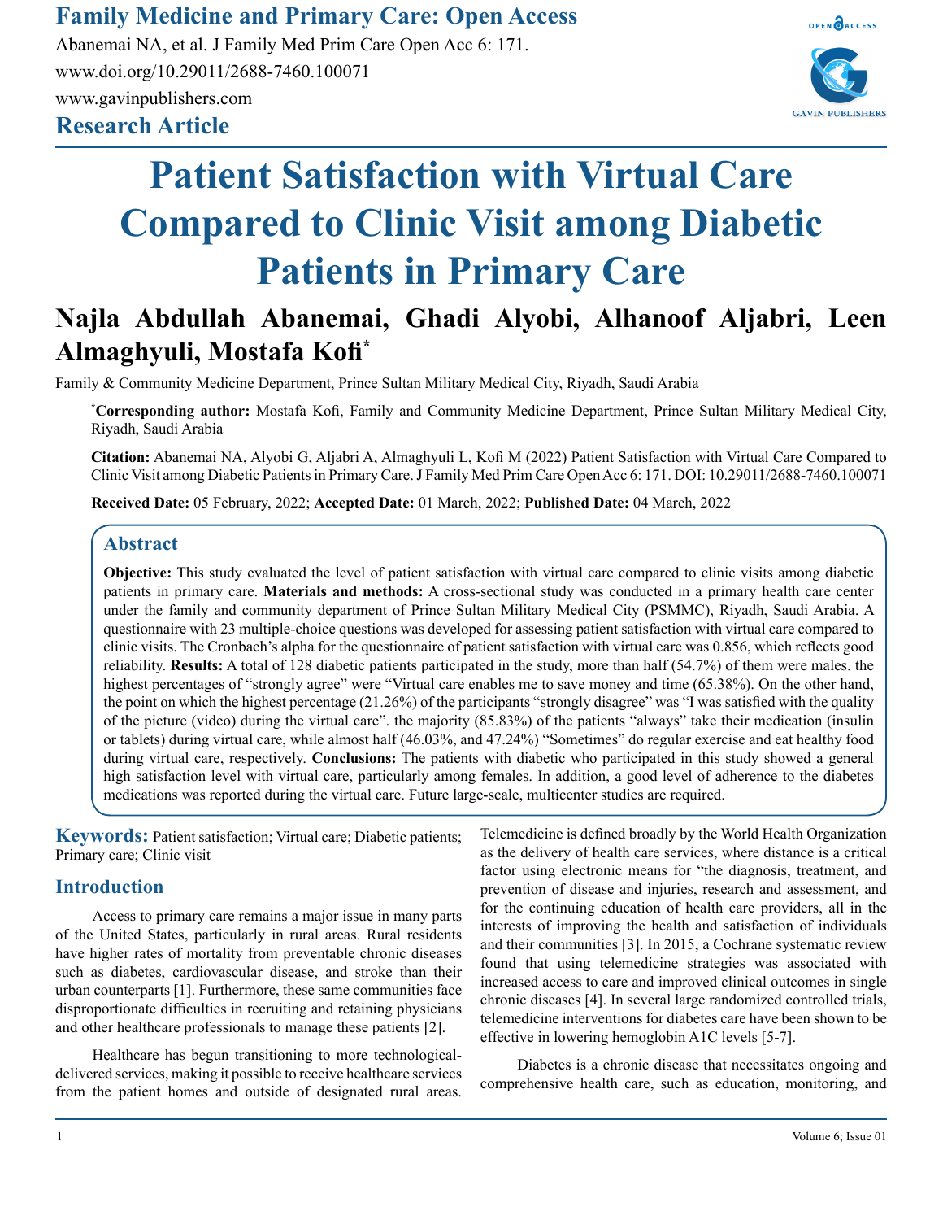# Patient Satisfaction with Virtual Care Compared to Clinic Visit among Diabetic Patients in Primary Care

**Najla Abdullah Abanemai, Ghadi Alyobi, Alhanoof Aljabri, Leen Almaghyuli, Mostafa Kofi***

Family & Community Medicine Department, Prince Sultan Military Medical City, Riyadh, Saudi Arabia

***Corresponding author:** Mostafa Kofi, Family and Community Medicine Department, Prince Sultan Military Medical City, Riyadh, Saudi Arabia

**Citation:** Abanemai NA, Alyobi G, Aljabri A, Almaghyuli L, Kofi M (2022) Patient Satisfaction with Virtual Care Compared to Clinic Visit among Diabetic Patients in Primary Care. J Family Med Prim Care Open Acc 6: 171. DOI: 10.29011/2688-7460.100071

**Received Date:** 05 February, 2022; **Accepted Date:** 01 March, 2022; **Published Date:** 04 March, 2022

## Abstract

**Objective:** This study evaluated the level of patient satisfaction with virtual care compared to clinic visits among diabetic patients in primary care. **Materials and methods:** A cross-sectional study was conducted in a primary health care center under the family and community department of Prince Sultan Military Medical City (PSMMC), Riyadh, Saudi Arabia. A questionnaire with 23 multiple-choice questions was developed for assessing patient satisfaction with virtual care compared to clinic visits. The Cronbach's alpha for the questionnaire of patient satisfaction with virtual care was 0.856, which reflects good reliability. **Results:** A total of 128 diabetic patients participated in the study, more than half (54.7%) of them were males. the highest percentages of "strongly agree" were "Virtual care enables me to save money and time (65.38%). On the other hand, the point on which the highest percentage (21.26%) of the participants "strongly disagree" was "I was satisfied with the quality of the picture (video) during the virtual care". the majority (85.83%) of the patients "always" take their medication (insulin or tablets) during virtual care, while almost half (46.03%, and 47.24%) "Sometimes" do regular exercise and eat healthy food during virtual care, respectively. **Conclusions:** The patients with diabetic who participated in this study showed a general high satisfaction level with virtual care, particularly among females. In addition, a good level of adherence to the diabetes medications was reported during the virtual care. Future large-scale, multicenter studies are required.

**Keywords:** Patient satisfaction; Virtual care; Diabetic patients; Primary care; Clinic visit

## Introduction

Access to primary care remains a major issue in many parts of the United States, particularly in rural areas. Rural residents have higher rates of mortality from preventable chronic diseases such as diabetes, cardiovascular disease, and stroke than their urban counterparts [1]. Furthermore, these same communities face disproportionate difficulties in recruiting and retaining physicians and other healthcare professionals to manage these patients [2].

Healthcare has begun transitioning to more technological-delivered services, making it possible to receive healthcare services from the patient homes and outside of designated rural areas. Telemedicine is defined broadly by the World Health Organization as the delivery of health care services, where distance is a critical factor using electronic means for "the diagnosis, treatment, and prevention of disease and injuries, research and assessment, and for the continuing education of health care providers, all in the interests of improving the health and satisfaction of individuals and their communities [3]. In 2015, a Cochrane systematic review found that using telemedicine strategies was associated with increased access to care and improved clinical outcomes in single chronic diseases [4]. In several large randomized controlled trials, telemedicine interventions for diabetes care have been shown to be effective in lowering hemoglobin A1C levels [5-7].

Diabetes is a chronic disease that necessitates ongoing and comprehensive health care, such as education, monitoring, and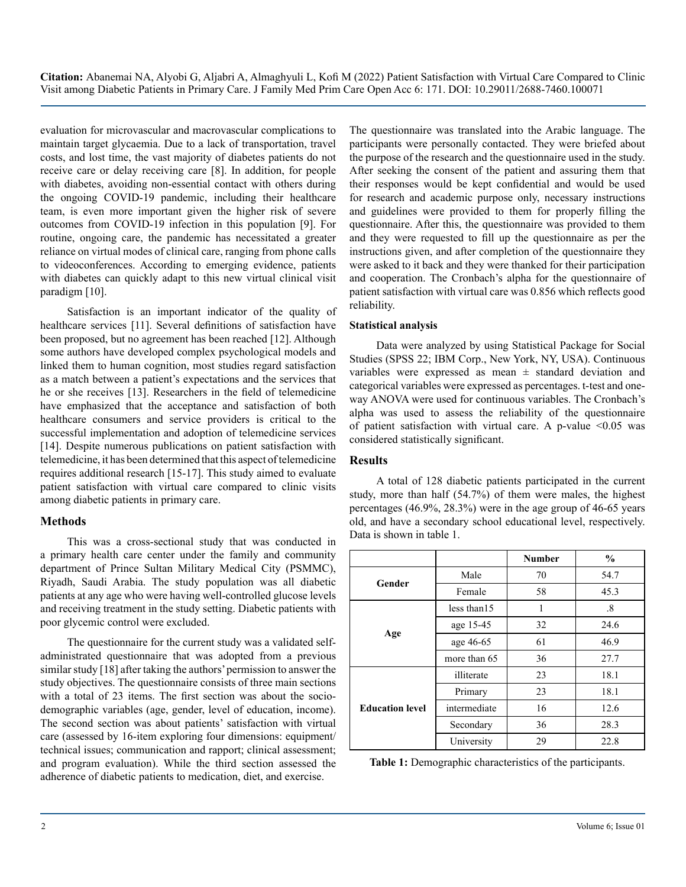evaluation for microvascular and macrovascular complications to maintain target glycaemia. Due to a lack of transportation, travel costs, and lost time, the vast majority of diabetes patients do not receive care or delay receiving care [8]. In addition, for people with diabetes, avoiding non-essential contact with others during the ongoing COVID-19 pandemic, including their healthcare team, is even more important given the higher risk of severe outcomes from COVID-19 infection in this population [9]. For routine, ongoing care, the pandemic has necessitated a greater reliance on virtual modes of clinical care, ranging from phone calls to videoconferences. According to emerging evidence, patients with diabetes can quickly adapt to this new virtual clinical visit paradigm [10].

Satisfaction is an important indicator of the quality of healthcare services [11]. Several definitions of satisfaction have been proposed, but no agreement has been reached [12]. Although some authors have developed complex psychological models and linked them to human cognition, most studies regard satisfaction as a match between a patient's expectations and the services that he or she receives [13]. Researchers in the field of telemedicine have emphasized that the acceptance and satisfaction of both healthcare consumers and service providers is critical to the successful implementation and adoption of telemedicine services [14]. Despite numerous publications on patient satisfaction with telemedicine, it has been determined that this aspect of telemedicine requires additional research [15-17]. This study aimed to evaluate patient satisfaction with virtual care compared to clinic visits among diabetic patients in primary care.

## Methods

This was a cross-sectional study that was conducted in a primary health care center under the family and community department of Prince Sultan Military Medical City (PSMMC), Riyadh, Saudi Arabia. The study population was all diabetic patients at any age who were having well-controlled glucose levels and receiving treatment in the study setting. Diabetic patients with poor glycemic control were excluded.

The questionnaire for the current study was a validated self-administrated questionnaire that was adopted from a previous similar study [18] after taking the authors' permission to answer the study objectives. The questionnaire consists of three main sections with a total of 23 items. The first section was about the socio-demographic variables (age, gender, level of education, income). The second section was about patients' satisfaction with virtual care (assessed by 16-item exploring four dimensions: equipment/technical issues; communication and rapport; clinical assessment; and program evaluation). While the third section assessed the adherence of diabetic patients to medication, diet, and exercise.

The questionnaire was translated into the Arabic language. The participants were personally contacted. They were briefed about the purpose of the research and the questionnaire used in the study. After seeking the consent of the patient and assuring them that their responses would be kept confidential and would be used for research and academic purpose only, necessary instructions and guidelines were provided to them for properly filling the questionnaire. After this, the questionnaire was provided to them and they were requested to fill up the questionnaire as per the instructions given, and after completion of the questionnaire they were asked to it back and they were thanked for their participation and cooperation. The Cronbach's alpha for the questionnaire of patient satisfaction with virtual care was 0.856 which reflects good reliability.

### Statistical analysis

Data were analyzed by using Statistical Package for Social Studies (SPSS 22; IBM Corp., New York, NY, USA). Continuous variables were expressed as mean ± standard deviation and categorical variables were expressed as percentages. t-test and one-way ANOVA were used for continuous variables. The Cronbach's alpha was used to assess the reliability of the questionnaire of patient satisfaction with virtual care. A p-value $<0.05$ was considered statistically significant.

## Results

A total of 128 diabetic patients participated in the current study, more than half (54.7%) of them were males, the highest percentages (46.9%, 28.3%) were in the age group of 46-65 years old, and have a secondary school educational level, respectively. Data is shown in table 1.

| | | Number | % |
|---|---|---|---|
| **Gender** | Male | 70 | 54.7 |
| | Female | 58 | 45.3 |
| **Age** | less than15 | 1 | .8 |
| | age 15-45 | 32 | 24.6 |
| | age 46-65 | 61 | 46.9 |
| | more than 65 | 36 | 27.7 |
| **Education level** | illiterate | 23 | 18.1 |
| | Primary | 23 | 18.1 |
| | intermediate | 16 | 12.6 |
| | Secondary | 36 | 28.3 |
| | University | 29 | 22.8 |

**Table 1:** Demographic characteristics of the participants.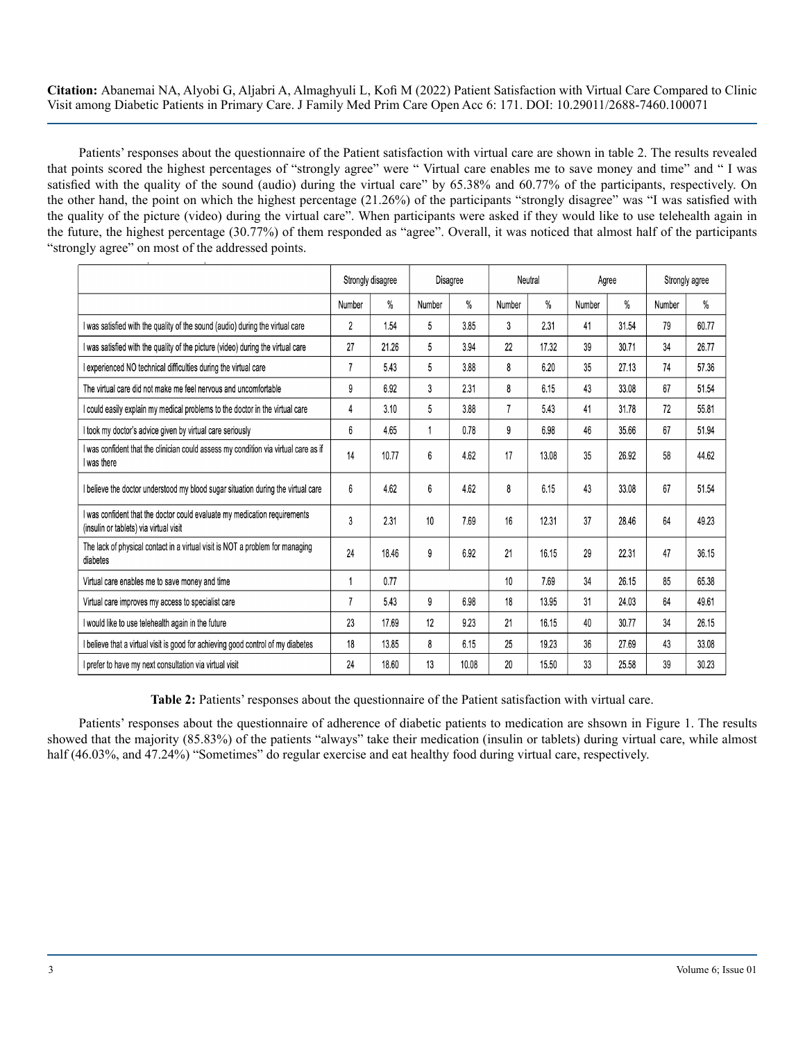Patients' responses about the questionnaire of the Patient satisfaction with virtual care are shown in table 2. The results revealed that points scored the highest percentages of "strongly agree" were " Virtual care enables me to save money and time" and " I was satisfied with the quality of the sound (audio) during the virtual care" by 65.38% and 60.77% of the participants, respectively. On the other hand, the point on which the highest percentage (21.26%) of the participants "strongly disagree" was "I was satisfied with the quality of the picture (video) during the virtual care". When participants were asked if they would like to use telehealth again in the future, the highest percentage (30.77%) of them responded as "agree". Overall, it was noticed that almost half of the participants "strongly agree" on most of the addressed points.

| | Strongly disagree | | Disagree | | Neutral | | Agree | | Strongly agree | |
|---|---|---|---|---|---|---|---|---|---|---|
| | Number | % | Number | % | Number | % | Number | % | Number | % |
| I was satisfied with the quality of the sound (audio) during the virtual care | 2 | 1.54 | 5 | 3.85 | 3 | 2.31 | 41 | 31.54 | 79 | 60.77 |
| I was satisfied with the quality of the picture (video) during the virtual care | 27 | 21.26 | 5 | 3.94 | 22 | 17.32 | 39 | 30.71 | 34 | 26.77 |
| I experienced NO technical difficulties during the virtual care | 7 | 5.43 | 5 | 3.88 | 8 | 6.20 | 35 | 27.13 | 74 | 57.36 |
| The virtual care did not make me feel nervous and uncomfortable | 9 | 6.92 | 3 | 2.31 | 8 | 6.15 | 43 | 33.08 | 67 | 51.54 |
| I could easily explain my medical problems to the doctor in the virtual care | 4 | 3.10 | 5 | 3.88 | 7 | 5.43 | 41 | 31.78 | 72 | 55.81 |
| I took my doctor's advice given by virtual care seriously | 6 | 4.65 | 1 | 0.78 | 9 | 6.98 | 46 | 35.66 | 67 | 51.94 |
| I was confident that the clinician could assess my condition via virtual care as if I was there | 14 | 10.77 | 6 | 4.62 | 17 | 13.08 | 35 | 26.92 | 58 | 44.62 |
| I believe the doctor understood my blood sugar situation during the virtual care | 6 | 4.62 | 6 | 4.62 | 8 | 6.15 | 43 | 33.08 | 67 | 51.54 |
| I was confident that the doctor could evaluate my medication requirements (insulin or tablets) via virtual visit | 3 | 2.31 | 10 | 7.69 | 16 | 12.31 | 37 | 28.46 | 64 | 49.23 |
| The lack of physical contact in a virtual visit is NOT a problem for managing diabetes | 24 | 18.46 | 9 | 6.92 | 21 | 16.15 | 29 | 22.31 | 47 | 36.15 |
| Virtual care enables me to save money and time | 1 | 0.77 | | | 10 | 7.69 | 34 | 26.15 | 85 | 65.38 |
| Virtual care improves my access to specialist care | 7 | 5.43 | 9 | 6.98 | 18 | 13.95 | 31 | 24.03 | 64 | 49.61 |
| I would like to use telehealth again in the future | 23 | 17.69 | 12 | 9.23 | 21 | 16.15 | 40 | 30.77 | 34 | 26.15 |
| I believe that a virtual visit is good for achieving good control of my diabetes | 18 | 13.85 | 8 | 6.15 | 25 | 19.23 | 36 | 27.69 | 43 | 33.08 |
| I prefer to have my next consultation via virtual visit | 24 | 18.60 | 13 | 10.08 | 20 | 15.50 | 33 | 25.58 | 39 | 30.23 |

**Table 2:** Patients' responses about the questionnaire of the Patient satisfaction with virtual care.

Patients' responses about the questionnaire of adherence of diabetic patients to medication are shsown in Figure 1. The results showed that the majority (85.83%) of the patients "always" take their medication (insulin or tablets) during virtual care, while almost half (46.03%, and 47.24%) "Sometimes" do regular exercise and eat healthy food during virtual care, respectively.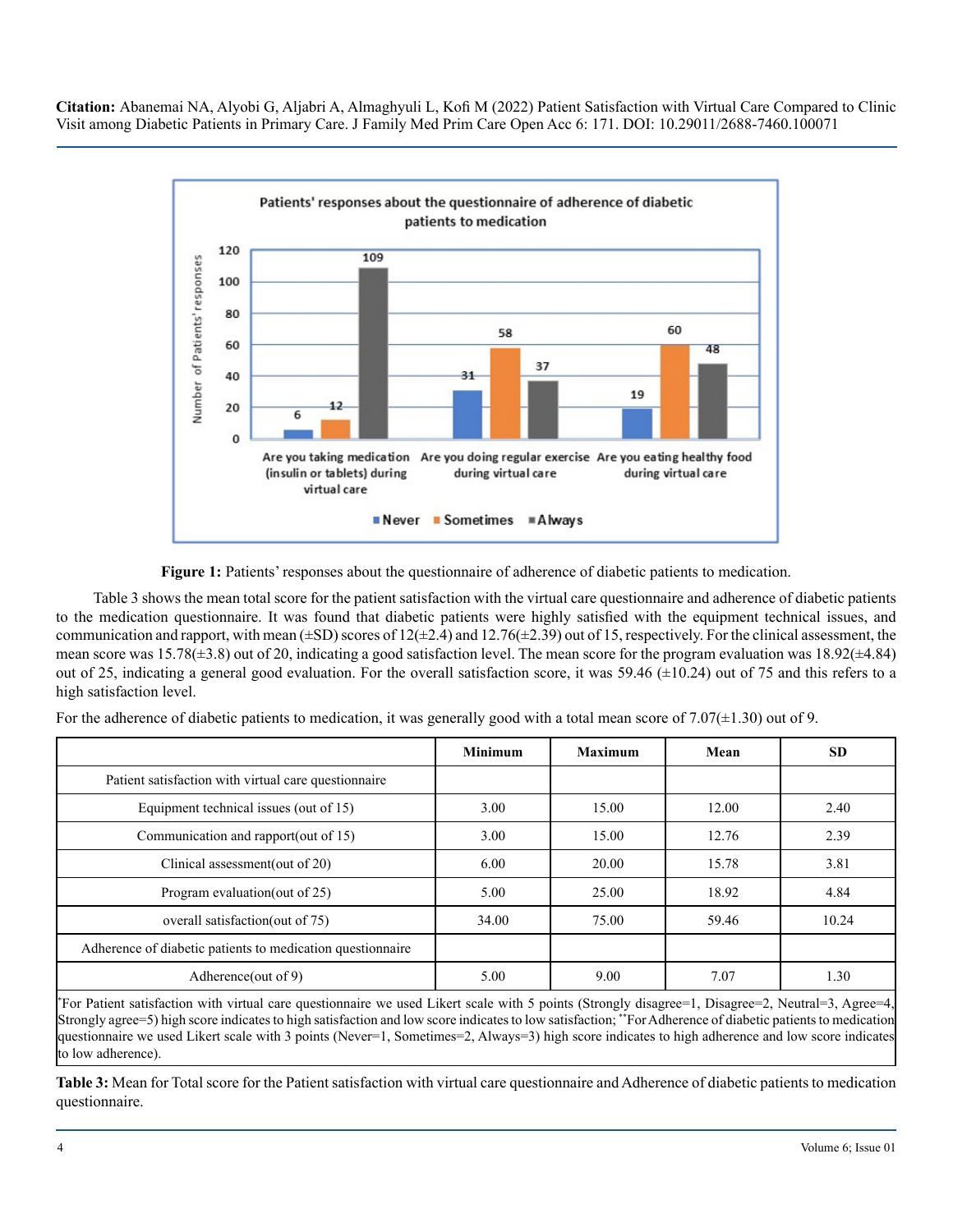**Figure 1:** Patients' responses about the questionnaire of adherence of diabetic patients to medication.

Table 3 shows the mean total score for the patient satisfaction with the virtual care questionnaire and adherence of diabetic patients to the medication questionnaire. It was found that diabetic patients were highly satisfied with the equipment technical issues, and communication and rapport, with mean (±SD) scores of 12(±2.4) and 12.76(±2.39) out of 15, respectively. For the clinical assessment, the mean score was 15.78(±3.8) out of 20, indicating a good satisfaction level. The mean score for the program evaluation was 18.92(±4.84) out of 25, indicating a general good evaluation. For the overall satisfaction score, it was 59.46 (±10.24) out of 75 and this refers to a high satisfaction level.

For the adherence of diabetic patients to medication, it was generally good with a total mean score of 7.07(±1.30) out of 9.

| | Minimum | Maximum | Mean | SD |
|---|---|---|---|---|
| Patient satisfaction with virtual care questionnaire | | | | |
| Equipment technical issues (out of 15) | 3.00 | 15.00 | 12.00 | 2.40 |
| Communication and rapport(out of 15) | 3.00 | 15.00 | 12.76 | 2.39 |
| Clinical assessment(out of 20) | 6.00 | 20.00 | 15.78 | 3.81 |
| Program evaluation(out of 25) | 5.00 | 25.00 | 18.92 | 4.84 |
| overall satisfaction(out of 75) | 34.00 | 75.00 | 59.46 | 10.24 |
| Adherence of diabetic patients to medication questionnaire | | | | |
| Adherence(out of 9) | 5.00 | 9.00 | 7.07 | 1.30 |

*For Patient satisfaction with virtual care questionnaire we used Likert scale with 5 points (Strongly disagree=1, Disagree=2, Neutral=3, Agree=4, Strongly agree=5) high score indicates to high satisfaction and low score indicates to low satisfaction; **For Adherence of diabetic patients to medication questionnaire we used Likert scale with 3 points (Never=1, Sometimes=2, Always=3) high score indicates to high adherence and low score indicates to low adherence).

**Table 3:** Mean for Total score for the Patient satisfaction with virtual care questionnaire and Adherence of diabetic patients to medication questionnaire.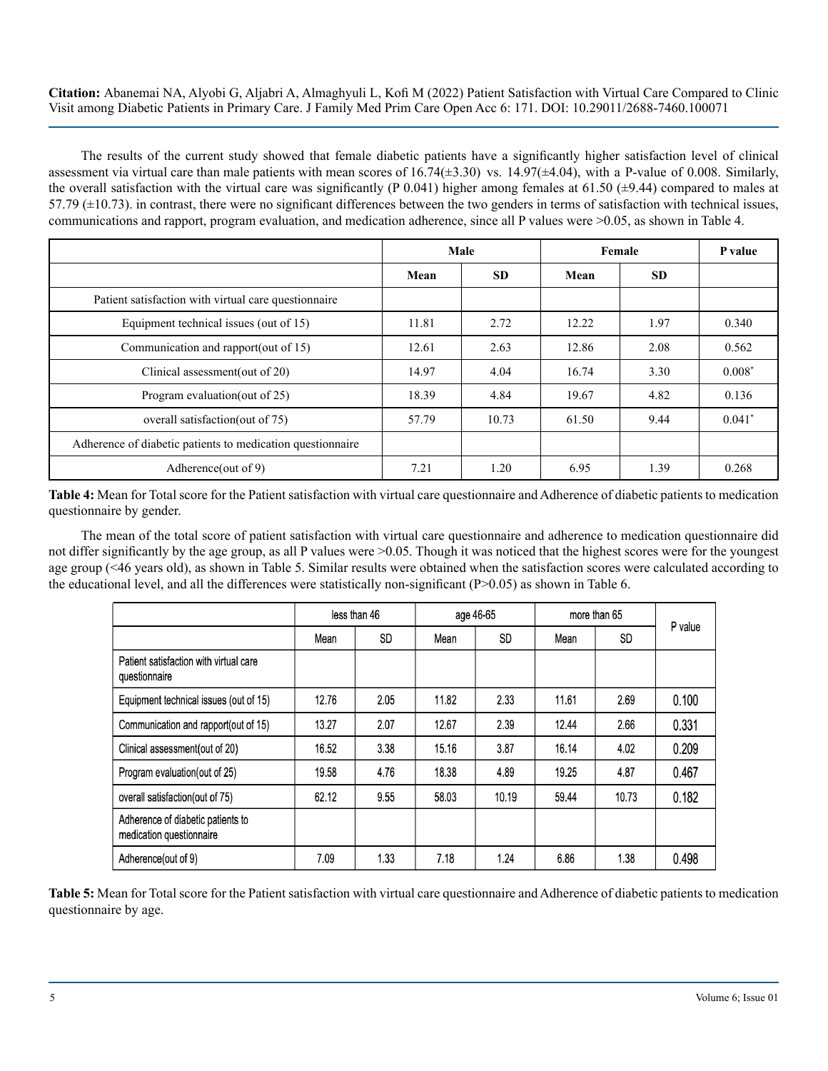The results of the current study showed that female diabetic patients have a significantly higher satisfaction level of clinical assessment via virtual care than male patients with mean scores of 16.74(±3.30) vs. 14.97(±4.04), with a P-value of 0.008. Similarly, the overall satisfaction with the virtual care was significantly (P 0.041) higher among females at 61.50 (±9.44) compared to males at 57.79 (±10.73). in contrast, there were no significant differences between the two genders in terms of satisfaction with technical issues, communications and rapport, program evaluation, and medication adherence, since all P values were >0.05, as shown in Table 4.

| | Male | | Female | | P value |
|---|---|---|---|---|---|
| | Mean | SD | Mean | SD | |
| Patient satisfaction with virtual care questionnaire | | | | | |
| Equipment technical issues (out of 15) | 11.81 | 2.72 | 12.22 | 1.97 | 0.340 |
| Communication and rapport(out of 15) | 12.61 | 2.63 | 12.86 | 2.08 | 0.562 |
| Clinical assessment(out of 20) | 14.97 | 4.04 | 16.74 | 3.30 | 0.008* |
| Program evaluation(out of 25) | 18.39 | 4.84 | 19.67 | 4.82 | 0.136 |
| overall satisfaction(out of 75) | 57.79 | 10.73 | 61.50 | 9.44 | 0.041* |
| Adherence of diabetic patients to medication questionnaire | | | | | |
| Adherence(out of 9) | 7.21 | 1.20 | 6.95 | 1.39 | 0.268 |

**Table 4:** Mean for Total score for the Patient satisfaction with virtual care questionnaire and Adherence of diabetic patients to medication questionnaire by gender.

The mean of the total score of patient satisfaction with virtual care questionnaire and adherence to medication questionnaire did not differ significantly by the age group, as all P values were >0.05. Though it was noticed that the highest scores were for the youngest age group (<46 years old), as shown in Table 5. Similar results were obtained when the satisfaction scores were calculated according to the educational level, and all the differences were statistically non-significant (P>0.05) as shown in Table 6.

| | less than 46 | | age 46-65 | | more than 65 | | P value |
|---|---|---|---|---|---|---|---|
| | Mean | SD | Mean | SD | Mean | SD | |
| Patient satisfaction with virtual care questionnaire | | | | | | | |
| Equipment technical issues (out of 15) | 12.76 | 2.05 | 11.82 | 2.33 | 11.61 | 2.69 | 0.100 |
| Communication and rapport(out of 15) | 13.27 | 2.07 | 12.67 | 2.39 | 12.44 | 2.66 | 0.331 |
| Clinical assessment(out of 20) | 16.52 | 3.38 | 15.16 | 3.87 | 16.14 | 4.02 | 0.209 |
| Program evaluation(out of 25) | 19.58 | 4.76 | 18.38 | 4.89 | 19.25 | 4.87 | 0.467 |
| overall satisfaction(out of 75) | 62.12 | 9.55 | 58.03 | 10.19 | 59.44 | 10.73 | 0.182 |
| Adherence of diabetic patients to medication questionnaire | | | | | | | |
| Adherence(out of 9) | 7.09 | 1.33 | 7.18 | 1.24 | 6.86 | 1.38 | 0.498 |

**Table 5:** Mean for Total score for the Patient satisfaction with virtual care questionnaire and Adherence of diabetic patients to medication questionnaire by age.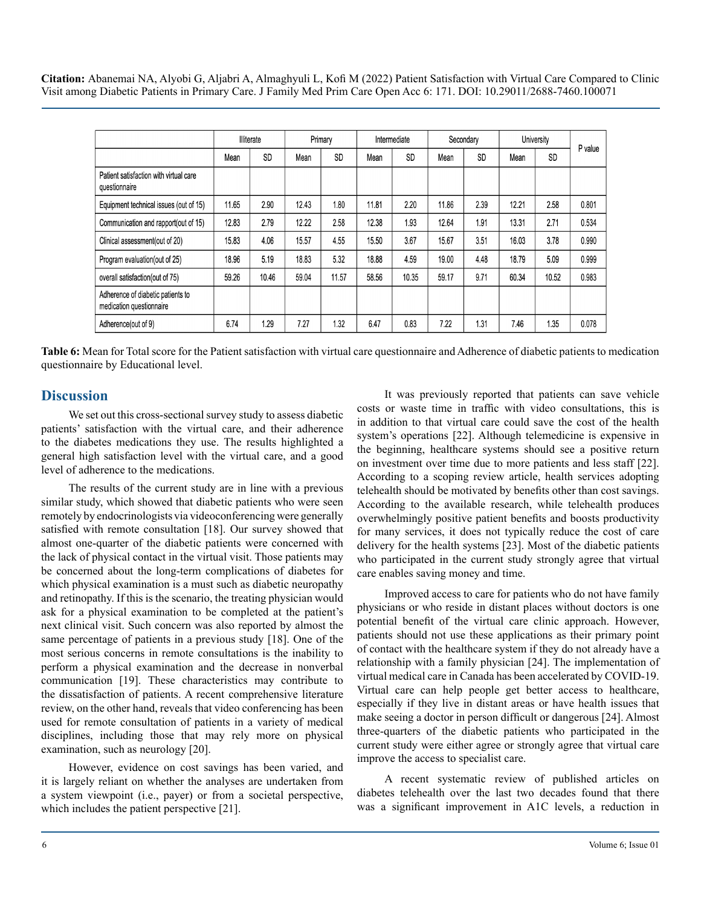| | Illiterate | | Primary | | Intermediate | | Secondary | | University | | P value |
|---|---|---|---|---|---|---|---|---|---|---|---|
| | Mean | SD | Mean | SD | Mean | SD | Mean | SD | Mean | SD | |
| Patient satisfaction with virtual care questionnaire | | | | | | | | | | | |
| Equipment technical issues (out of 15) | 11.65 | 2.90 | 12.43 | 1.80 | 11.81 | 2.20 | 11.86 | 2.39 | 12.21 | 2.58 | 0.801 |
| Communication and rapport(out of 15) | 12.83 | 2.79 | 12.22 | 2.58 | 12.38 | 1.93 | 12.64 | 1.91 | 13.31 | 2.71 | 0.534 |
| Clinical assessment(out of 20) | 15.83 | 4.06 | 15.57 | 4.55 | 15.50 | 3.67 | 15.67 | 3.51 | 16.03 | 3.78 | 0.990 |
| Program evaluation(out of 25) | 18.96 | 5.19 | 18.83 | 5.32 | 18.88 | 4.59 | 19.00 | 4.48 | 18.79 | 5.09 | 0.999 |
| overall satisfaction(out of 75) | 59.26 | 10.46 | 59.04 | 11.57 | 58.56 | 10.35 | 59.17 | 9.71 | 60.34 | 10.52 | 0.983 |
| Adherence of diabetic patients to medication questionnaire | | | | | | | | | | | |
| Adherence(out of 9) | 6.74 | 1.29 | 7.27 | 1.32 | 6.47 | 0.83 | 7.22 | 1.31 | 7.46 | 1.35 | 0.078 |

**Table 6:** Mean for Total score for the Patient satisfaction with virtual care questionnaire and Adherence of diabetic patients to medication questionnaire by Educational level.

## Discussion

We set out this cross-sectional survey study to assess diabetic patients' satisfaction with the virtual care, and their adherence to the diabetes medications they use. The results highlighted a general high satisfaction level with the virtual care, and a good level of adherence to the medications.

The results of the current study are in line with a previous similar study, which showed that diabetic patients who were seen remotely by endocrinologists via videoconferencing were generally satisfied with remote consultation [18]. Our survey showed that almost one-quarter of the diabetic patients were concerned with the lack of physical contact in the virtual visit. Those patients may be concerned about the long-term complications of diabetes for which physical examination is a must such as diabetic neuropathy and retinopathy. If this is the scenario, the treating physician would ask for a physical examination to be completed at the patient's next clinical visit. Such concern was also reported by almost the same percentage of patients in a previous study [18]. One of the most serious concerns in remote consultations is the inability to perform a physical examination and the decrease in nonverbal communication [19]. These characteristics may contribute to the dissatisfaction of patients. A recent comprehensive literature review, on the other hand, reveals that video conferencing has been used for remote consultation of patients in a variety of medical disciplines, including those that may rely more on physical examination, such as neurology [20].

However, evidence on cost savings has been varied, and it is largely reliant on whether the analyses are undertaken from a system viewpoint (i.e., payer) or from a societal perspective, which includes the patient perspective [21].

It was previously reported that patients can save vehicle costs or waste time in traffic with video consultations, this is in addition to that virtual care could save the cost of the health system's operations [22]. Although telemedicine is expensive in the beginning, healthcare systems should see a positive return on investment over time due to more patients and less staff [22]. According to a scoping review article, health services adopting telehealth should be motivated by benefits other than cost savings. According to the available research, while telehealth produces overwhelmingly positive patient benefits and boosts productivity for many services, it does not typically reduce the cost of care delivery for the health systems [23]. Most of the diabetic patients who participated in the current study strongly agree that virtual care enables saving money and time.

Improved access to care for patients who do not have family physicians or who reside in distant places without doctors is one potential benefit of the virtual care clinic approach. However, patients should not use these applications as their primary point of contact with the healthcare system if they do not already have a relationship with a family physician [24]. The implementation of virtual medical care in Canada has been accelerated by COVID-19. Virtual care can help people get better access to healthcare, especially if they live in distant areas or have health issues that make seeing a doctor in person difficult or dangerous [24]. Almost three-quarters of the diabetic patients who participated in the current study were either agree or strongly agree that virtual care improve the access to specialist care.

A recent systematic review of published articles on diabetes telehealth over the last two decades found that there was a significant improvement in A1C levels, a reduction in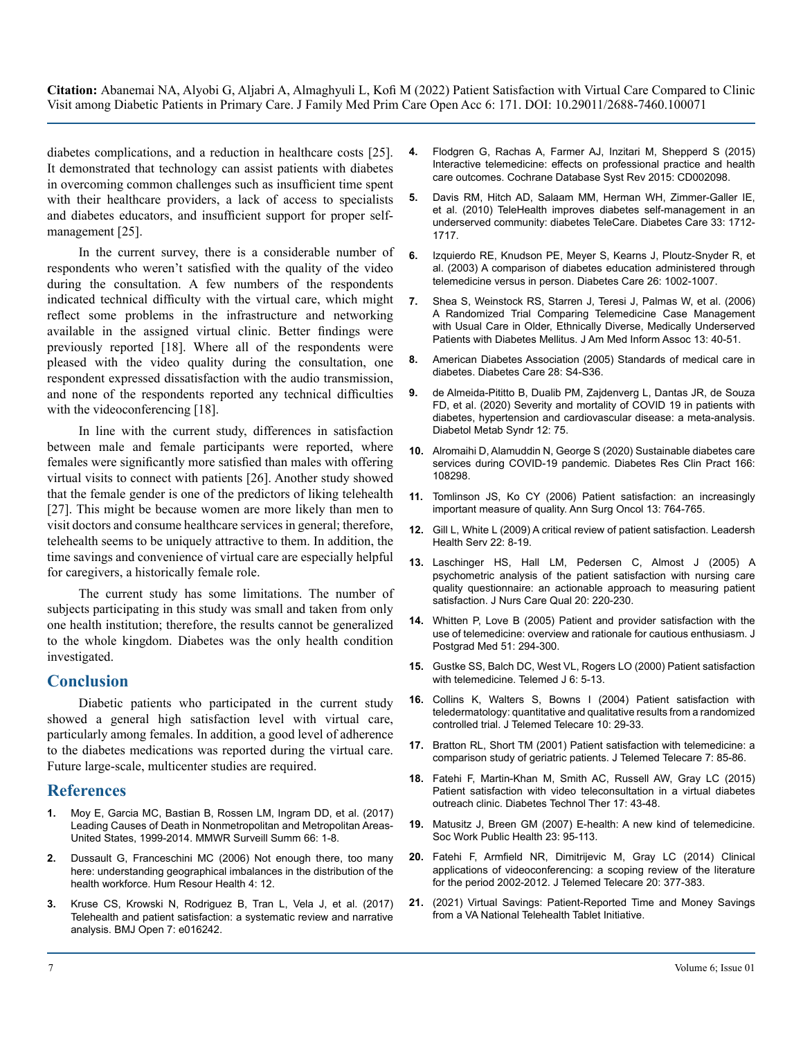diabetes complications, and a reduction in healthcare costs [25]. It demonstrated that technology can assist patients with diabetes in overcoming common challenges such as insufficient time spent with their healthcare providers, a lack of access to specialists and diabetes educators, and insufficient support for proper self-management [25].

In the current survey, there is a considerable number of respondents who weren't satisfied with the quality of the video during the consultation. A few numbers of the respondents indicated technical difficulty with the virtual care, which might reflect some problems in the infrastructure and networking available in the assigned virtual clinic. Better findings were previously reported [18]. Where all of the respondents were pleased with the video quality during the consultation, one respondent expressed dissatisfaction with the audio transmission, and none of the respondents reported any technical difficulties with the videoconferencing [18].

In line with the current study, differences in satisfaction between male and female participants were reported, where females were significantly more satisfied than males with offering virtual visits to connect with patients [26]. Another study showed that the female gender is one of the predictors of liking telehealth [27]. This might be because women are more likely than men to visit doctors and consume healthcare services in general; therefore, telehealth seems to be uniquely attractive to them. In addition, the time savings and convenience of virtual care are especially helpful for caregivers, a historically female role.

The current study has some limitations. The number of subjects participating in this study was small and taken from only one health institution; therefore, the results cannot be generalized to the whole kingdom. Diabetes was the only health condition investigated.

## Conclusion

Diabetic patients who participated in the current study showed a general high satisfaction level with virtual care, particularly among females. In addition, a good level of adherence to the diabetes medications was reported during the virtual care. Future large-scale, multicenter studies are required.

## References

1. Moy E, Garcia MC, Bastian B, Rossen LM, Ingram DD, et al. (2017) Leading Causes of Death in Nonmetropolitan and Metropolitan Areas-United States, 1999-2014. MMWR Surveill Summ 66: 1-8.
2. Dussault G, Franceschini MC (2006) Not enough there, too many here: understanding geographical imbalances in the distribution of the health workforce. Hum Resour Health 4: 12.
3. Kruse CS, Krowski N, Rodriguez B, Tran L, Vela J, et al. (2017) Telehealth and patient satisfaction: a systematic review and narrative analysis. BMJ Open 7: e016242.
4. Flodgren G, Rachas A, Farmer AJ, Inzitari M, Shepperd S (2015) Interactive telemedicine: effects on professional practice and health care outcomes. Cochrane Database Syst Rev 2015: CD002098.
5. Davis RM, Hitch AD, Salaam MM, Herman WH, Zimmer-Galler IE, et al. (2010) TeleHealth improves diabetes self-management in an underserved community: diabetes TeleCare. Diabetes Care 33: 1712-1717.
6. Izquierdo RE, Knudson PE, Meyer S, Kearns J, Ploutz-Snyder R, et al. (2003) A comparison of diabetes education administered through telemedicine versus in person. Diabetes Care 26: 1002-1007.
7. Shea S, Weinstock RS, Starren J, Teresi J, Palmas W, et al. (2006) A Randomized Trial Comparing Telemedicine Case Management with Usual Care in Older, Ethnically Diverse, Medically Underserved Patients with Diabetes Mellitus. J Am Med Inform Assoc 13: 40-51.
8. American Diabetes Association (2005) Standards of medical care in diabetes. Diabetes Care 28: S4-S36.
9. de Almeida-Pititto B, Dualib PM, Zajdenverg L, Dantas JR, de Souza FD, et al. (2020) Severity and mortality of COVID 19 in patients with diabetes, hypertension and cardiovascular disease: a meta-analysis. Diabetol Metab Syndr 12: 75.
10. Alromaihi D, Alamuddin N, George S (2020) Sustainable diabetes care services during COVID-19 pandemic. Diabetes Res Clin Pract 166: 108298.
11. Tomlinson JS, Ko CY (2006) Patient satisfaction: an increasingly important measure of quality. Ann Surg Oncol 13: 764-765.
12. Gill L, White L (2009) A critical review of patient satisfaction. Leadersh Health Serv 22: 8-19.
13. Laschinger HS, Hall LM, Pedersen C, Almost J (2005) A psychometric analysis of the patient satisfaction with nursing care quality questionnaire: an actionable approach to measuring patient satisfaction. J Nurs Care Qual 20: 220-230.
14. Whitten P, Love B (2005) Patient and provider satisfaction with the use of telemedicine: overview and rationale for cautious enthusiasm. J Postgrad Med 51: 294-300.
15. Gustke SS, Balch DC, West VL, Rogers LO (2000) Patient satisfaction with telemedicine. Telemed J 6: 5-13.
16. Collins K, Walters S, Bowns I (2004) Patient satisfaction with teledermatology: quantitative and qualitative results from a randomized controlled trial. J Telemed Telecare 10: 29-33.
17. Bratton RL, Short TM (2001) Patient satisfaction with telemedicine: a comparison study of geriatric patients. J Telemed Telecare 7: 85-86.
18. Fatehi F, Martin-Khan M, Smith AC, Russell AW, Gray LC (2015) Patient satisfaction with video teleconsultation in a virtual diabetes outreach clinic. Diabetes Technol Ther 17: 43-48.
19. Matusitz J, Breen GM (2007) E-health: A new kind of telemedicine. Soc Work Public Health 23: 95-113.
20. Fatehi F, Armfield NR, Dimitrijevic M, Gray LC (2014) Clinical applications of videoconferencing: a scoping review of the literature for the period 2002-2012. J Telemed Telecare 20: 377-383.
21. (2021) Virtual Savings: Patient-Reported Time and Money Savings from a VA National Telehealth Tablet Initiative.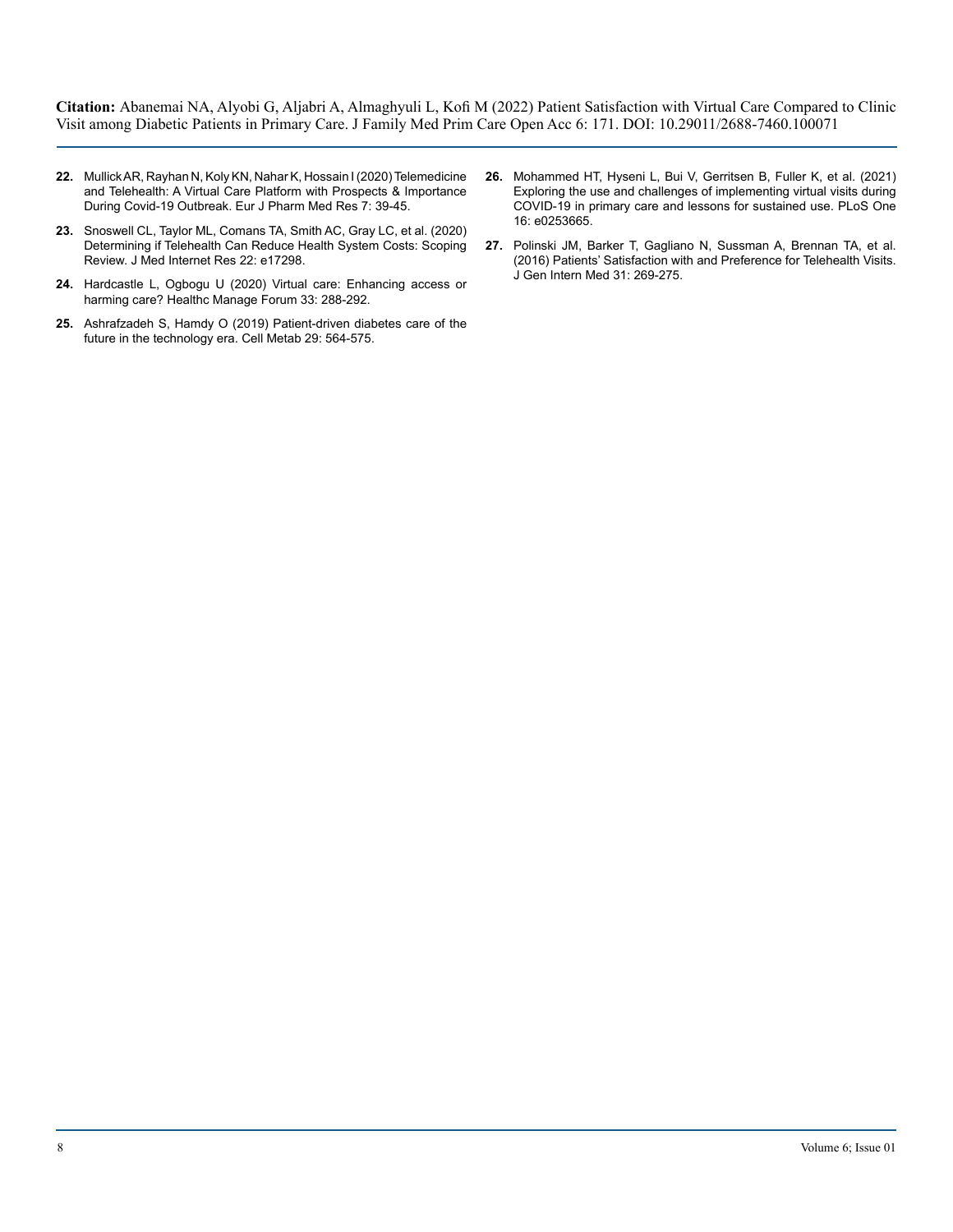22. Mullick AR, Rayhan N, Koly KN, Nahar K, Hossain I (2020) Telemedicine and Telehealth: A Virtual Care Platform with Prospects & Importance During Covid-19 Outbreak. Eur J Pharm Med Res 7: 39-45.

23. Snoswell CL, Taylor ML, Comans TA, Smith AC, Gray LC, et al. (2020) Determining if Telehealth Can Reduce Health System Costs: Scoping Review. J Med Internet Res 22: e17298.

24. Hardcastle L, Ogbogu U (2020) Virtual care: Enhancing access or harming care? Healthc Manage Forum 33: 288-292.

25. Ashrafzadeh S, Hamdy O (2019) Patient-driven diabetes care of the future in the technology era. Cell Metab 29: 564-575.

26. Mohammed HT, Hyseni L, Bui V, Gerritsen B, Fuller K, et al. (2021) Exploring the use and challenges of implementing virtual visits during COVID-19 in primary care and lessons for sustained use. PLoS One 16: e0253665.

27. Polinski JM, Barker T, Gagliano N, Sussman A, Brennan TA, et al. (2016) Patients' Satisfaction with and Preference for Telehealth Visits. J Gen Intern Med 31: 269-275.